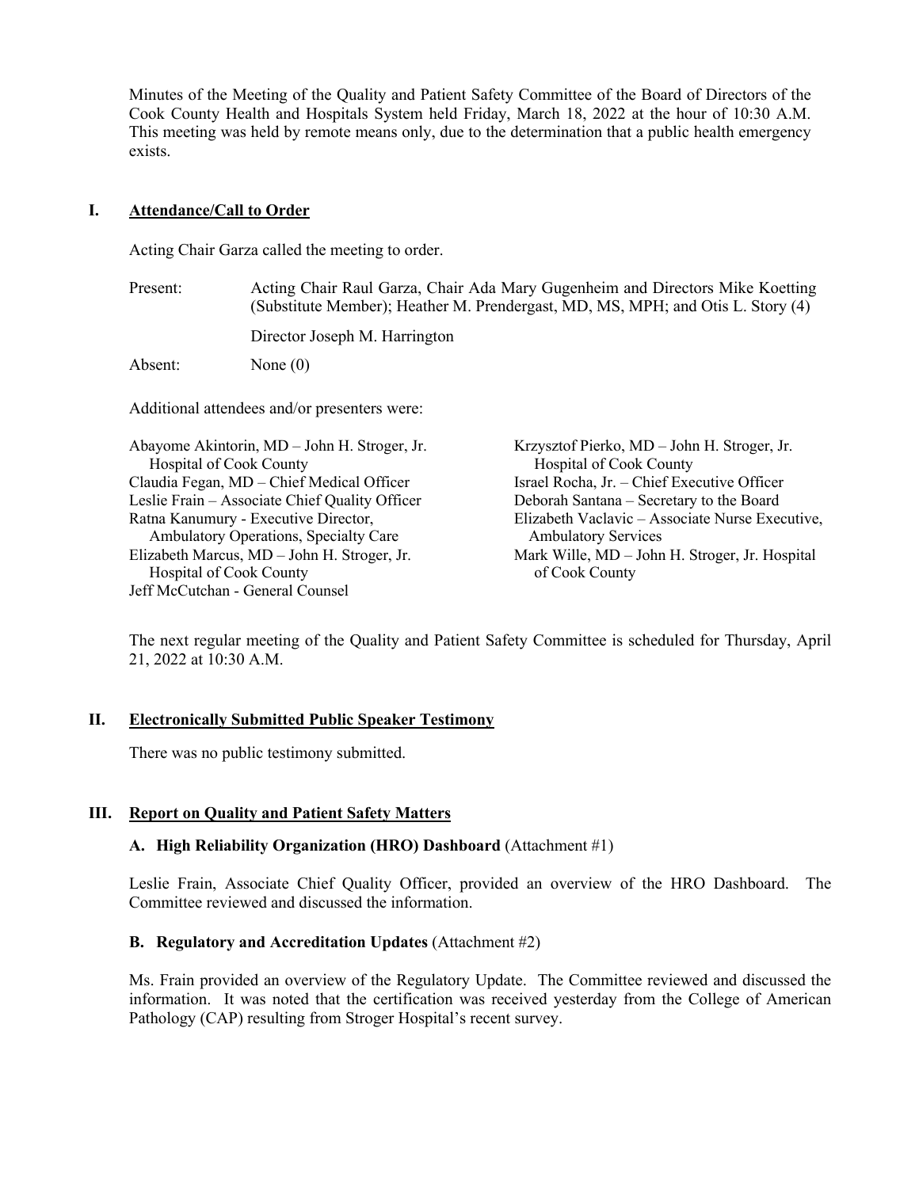Minutes of the Meeting of the Quality and Patient Safety Committee of the Board of Directors of the Cook County Health and Hospitals System held Friday, March 18, 2022 at the hour of 10:30 A.M. This meeting was held by remote means only, due to the determination that a public health emergency exists.

## I. Attendance/Call to Order

Acting Chair Garza called the meeting to order.

| | |
|---|---|
| Present: | Acting Chair Raul Garza, Chair Ada Mary Gugenheim and Directors Mike Koetting (Substitute Member); Heather M. Prendergast, MD, MS, MPH; and Otis L. Story (4) |
| | Director Joseph M. Harrington |
| Absent: | None (0) |

Additional attendees and/or presenters were:

Abayome Akintorin, MD – John H. Stroger, Jr. Hospital of Cook County
Claudia Fegan, MD – Chief Medical Officer
Leslie Frain – Associate Chief Quality Officer
Ratna Kanumury - Executive Director, Ambulatory Operations, Specialty Care
Elizabeth Marcus, MD – John H. Stroger, Jr. Hospital of Cook County
Jeff McCutchan - General Counsel
Krzysztof Pierko, MD – John H. Stroger, Jr. Hospital of Cook County
Israel Rocha, Jr. – Chief Executive Officer
Deborah Santana – Secretary to the Board
Elizabeth Vaclavic – Associate Nurse Executive, Ambulatory Services
Mark Wille, MD – John H. Stroger, Jr. Hospital of Cook County

The next regular meeting of the Quality and Patient Safety Committee is scheduled for Thursday, April 21, 2022 at 10:30 A.M.

## II. Electronically Submitted Public Speaker Testimony

There was no public testimony submitted.

## III. Report on Quality and Patient Safety Matters

### A. High Reliability Organization (HRO) Dashboard (Attachment #1)

Leslie Frain, Associate Chief Quality Officer, provided an overview of the HRO Dashboard. The Committee reviewed and discussed the information.

### B. Regulatory and Accreditation Updates (Attachment #2)

Ms. Frain provided an overview of the Regulatory Update. The Committee reviewed and discussed the information. It was noted that the certification was received yesterday from the College of American Pathology (CAP) resulting from Stroger Hospital's recent survey.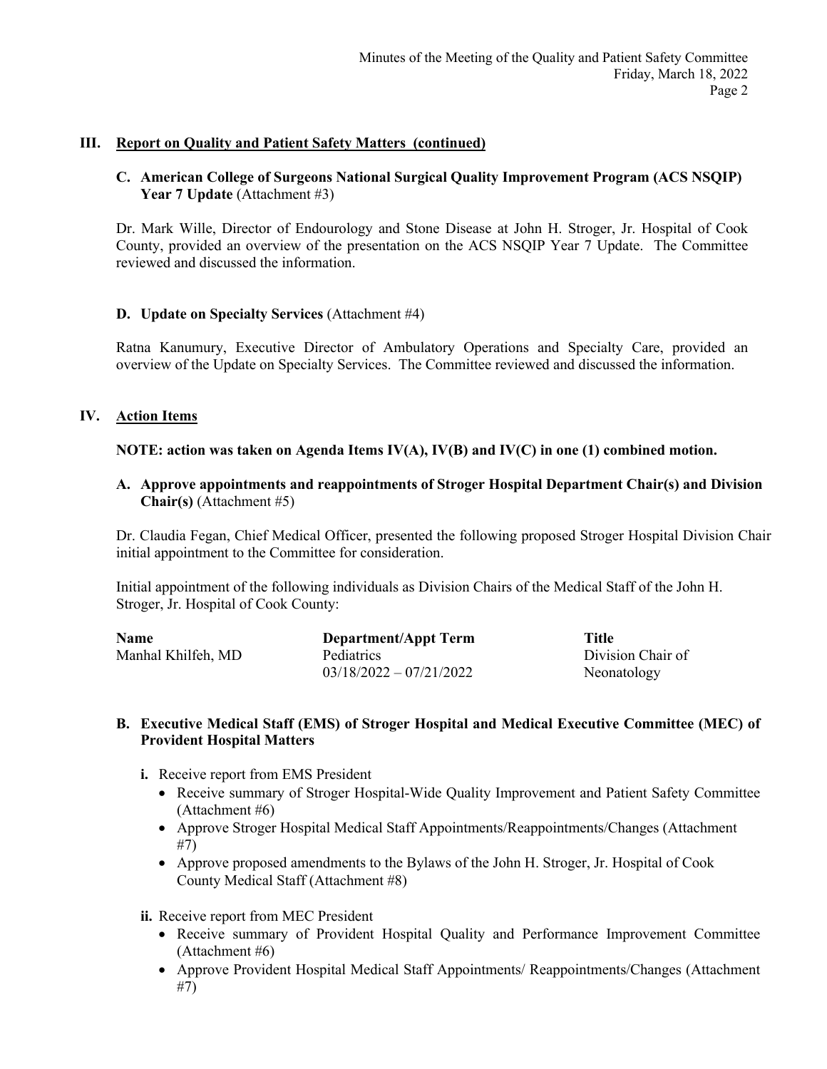## III. Report on Quality and Patient Safety Matters (continued)

**C. American College of Surgeons National Surgical Quality Improvement Program (ACS NSQIP) Year 7 Update** (Attachment #3)

Dr. Mark Wille, Director of Endourology and Stone Disease at John H. Stroger, Jr. Hospital of Cook County, provided an overview of the presentation on the ACS NSQIP Year 7 Update. The Committee reviewed and discussed the information.

**D. Update on Specialty Services** (Attachment #4)

Ratna Kanumury, Executive Director of Ambulatory Operations and Specialty Care, provided an overview of the Update on Specialty Services. The Committee reviewed and discussed the information.

## IV. Action Items

**NOTE: action was taken on Agenda Items IV(A), IV(B) and IV(C) in one (1) combined motion.**

**A. Approve appointments and reappointments of Stroger Hospital Department Chair(s) and Division Chair(s)** (Attachment #5)

Dr. Claudia Fegan, Chief Medical Officer, presented the following proposed Stroger Hospital Division Chair initial appointment to the Committee for consideration.

Initial appointment of the following individuals as Division Chairs of the Medical Staff of the John H. Stroger, Jr. Hospital of Cook County:

| Name | Department/Appt Term | Title |
|---|---|---|
| Manhal Khilfeh, MD | Pediatrics<br>03/18/2022 – 07/21/2022 | Division Chair of Neonatology |

**B. Executive Medical Staff (EMS) of Stroger Hospital and Medical Executive Committee (MEC) of Provident Hospital Matters**

**i.** Receive report from EMS President

- Receive summary of Stroger Hospital-Wide Quality Improvement and Patient Safety Committee (Attachment #6)
- Approve Stroger Hospital Medical Staff Appointments/Reappointments/Changes (Attachment #7)
- Approve proposed amendments to the Bylaws of the John H. Stroger, Jr. Hospital of Cook County Medical Staff (Attachment #8)

**ii.** Receive report from MEC President

- Receive summary of Provident Hospital Quality and Performance Improvement Committee (Attachment #6)
- Approve Provident Hospital Medical Staff Appointments/ Reappointments/Changes (Attachment #7)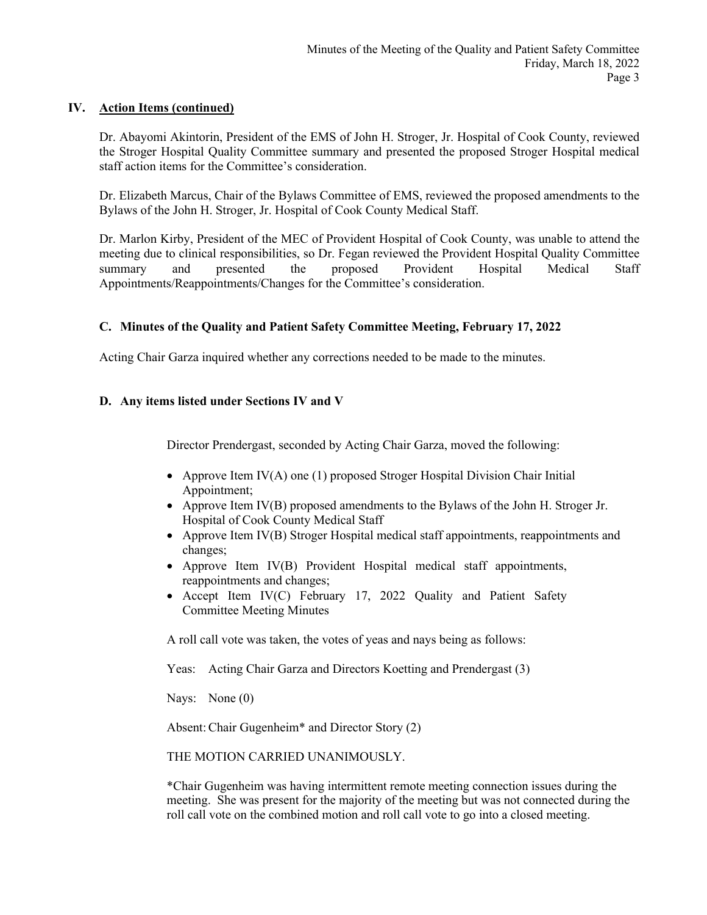## IV. Action Items (continued)

Dr. Abayomi Akintorin, President of the EMS of John H. Stroger, Jr. Hospital of Cook County, reviewed the Stroger Hospital Quality Committee summary and presented the proposed Stroger Hospital medical staff action items for the Committee's consideration.

Dr. Elizabeth Marcus, Chair of the Bylaws Committee of EMS, reviewed the proposed amendments to the Bylaws of the John H. Stroger, Jr. Hospital of Cook County Medical Staff.

Dr. Marlon Kirby, President of the MEC of Provident Hospital of Cook County, was unable to attend the meeting due to clinical responsibilities, so Dr. Fegan reviewed the Provident Hospital Quality Committee summary and presented the proposed Provident Hospital Medical Staff Appointments/Reappointments/Changes for the Committee's consideration.

### C. Minutes of the Quality and Patient Safety Committee Meeting, February 17, 2022

Acting Chair Garza inquired whether any corrections needed to be made to the minutes.

### D. Any items listed under Sections IV and V

Director Prendergast, seconded by Acting Chair Garza, moved the following:

- Approve Item IV(A) one (1) proposed Stroger Hospital Division Chair Initial Appointment;
- Approve Item IV(B) proposed amendments to the Bylaws of the John H. Stroger Jr. Hospital of Cook County Medical Staff
- Approve Item IV(B) Stroger Hospital medical staff appointments, reappointments and changes;
- Approve Item IV(B) Provident Hospital medical staff appointments, reappointments and changes;
- Accept Item IV(C) February 17, 2022 Quality and Patient Safety Committee Meeting Minutes

A roll call vote was taken, the votes of yeas and nays being as follows:

Yeas: Acting Chair Garza and Directors Koetting and Prendergast (3)

Nays: None (0)

Absent: Chair Gugenheim* and Director Story (2)

THE MOTION CARRIED UNANIMOUSLY.

*Chair Gugenheim was having intermittent remote meeting connection issues during the meeting. She was present for the majority of the meeting but was not connected during the roll call vote on the combined motion and roll call vote to go into a closed meeting.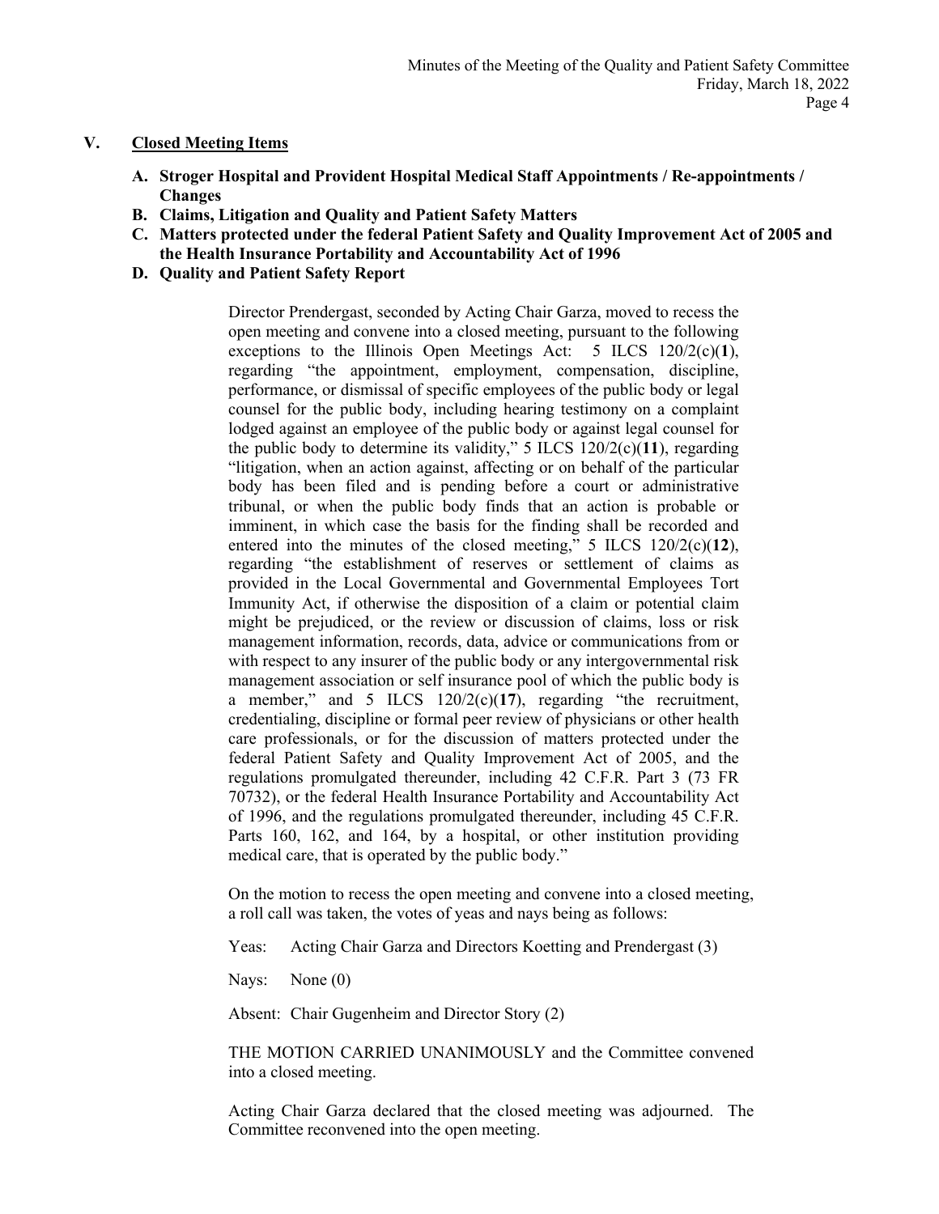## V. Closed Meeting Items

- **A. Stroger Hospital and Provident Hospital Medical Staff Appointments / Re-appointments / Changes**
- **B. Claims, Litigation and Quality and Patient Safety Matters**
- **C. Matters protected under the federal Patient Safety and Quality Improvement Act of 2005 and the Health Insurance Portability and Accountability Act of 1996**
- **D. Quality and Patient Safety Report**

Director Prendergast, seconded by Acting Chair Garza, moved to recess the open meeting and convene into a closed meeting, pursuant to the following exceptions to the Illinois Open Meetings Act: 5 ILCS 120/2(c)(**1**), regarding "the appointment, employment, compensation, discipline, performance, or dismissal of specific employees of the public body or legal counsel for the public body, including hearing testimony on a complaint lodged against an employee of the public body or against legal counsel for the public body to determine its validity," 5 ILCS 120/2(c)(**11**), regarding "litigation, when an action against, affecting or on behalf of the particular body has been filed and is pending before a court or administrative tribunal, or when the public body finds that an action is probable or imminent, in which case the basis for the finding shall be recorded and entered into the minutes of the closed meeting," 5 ILCS 120/2(c)(**12**), regarding "the establishment of reserves or settlement of claims as provided in the Local Governmental and Governmental Employees Tort Immunity Act, if otherwise the disposition of a claim or potential claim might be prejudiced, or the review or discussion of claims, loss or risk management information, records, data, advice or communications from or with respect to any insurer of the public body or any intergovernmental risk management association or self insurance pool of which the public body is a member," and 5 ILCS 120/2(c)(**17**), regarding "the recruitment, credentialing, discipline or formal peer review of physicians or other health care professionals, or for the discussion of matters protected under the federal Patient Safety and Quality Improvement Act of 2005, and the regulations promulgated thereunder, including 42 C.F.R. Part 3 (73 FR 70732), or the federal Health Insurance Portability and Accountability Act of 1996, and the regulations promulgated thereunder, including 45 C.F.R. Parts 160, 162, and 164, by a hospital, or other institution providing medical care, that is operated by the public body."

On the motion to recess the open meeting and convene into a closed meeting, a roll call was taken, the votes of yeas and nays being as follows:

Yeas: Acting Chair Garza and Directors Koetting and Prendergast (3)

Nays: None (0)

Absent: Chair Gugenheim and Director Story (2)

THE MOTION CARRIED UNANIMOUSLY and the Committee convened into a closed meeting.

Acting Chair Garza declared that the closed meeting was adjourned. The Committee reconvened into the open meeting.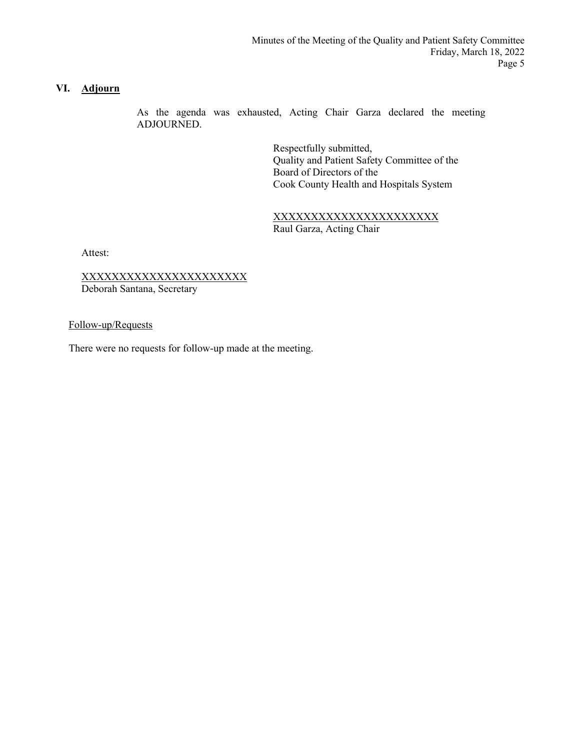## VI. **Adjourn**

As the agenda was exhausted, Acting Chair Garza declared the meeting ADJOURNED.

Respectfully submitted,
Quality and Patient Safety Committee of the
Board of Directors of the
Cook County Health and Hospitals System

XXXXXXXXXXXXXXXXXXXXXX
Raul Garza, Acting Chair

Attest:

XXXXXXXXXXXXXXXXXXXXXX
Deborah Santana, Secretary

Follow-up/Requests

There were no requests for follow-up made at the meeting.